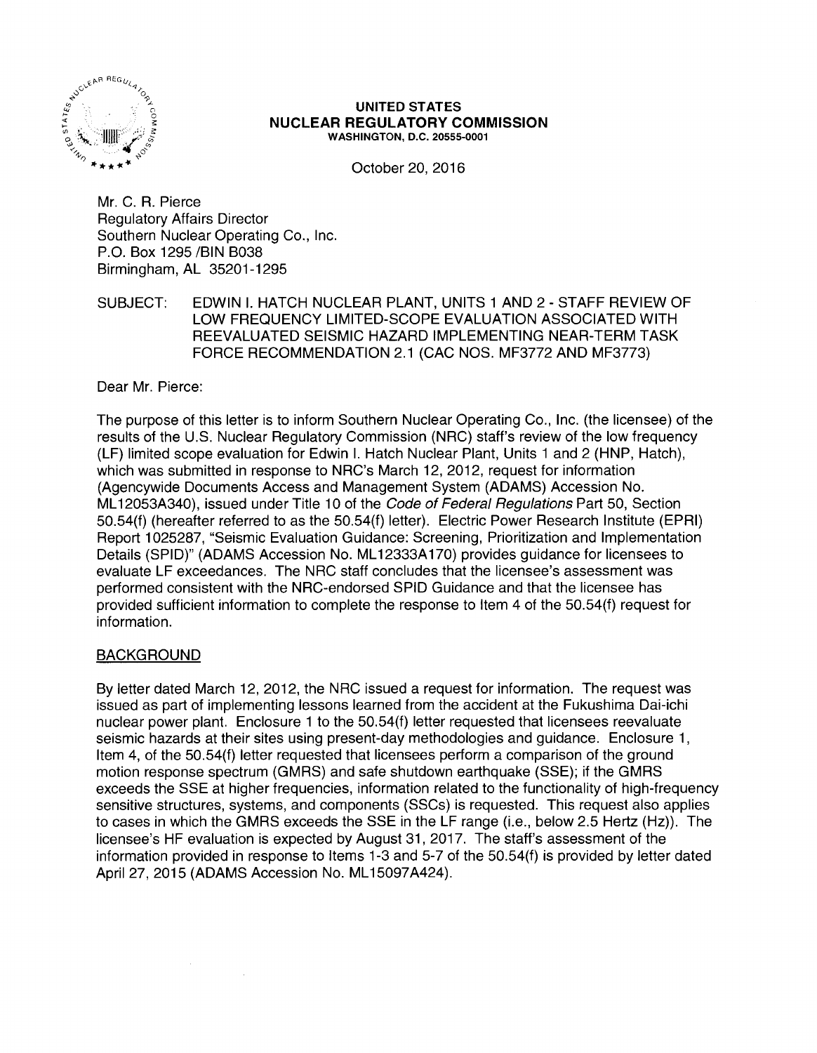**UNITED STATES**
**NUCLEAR REGULATORY COMMISSION**
**WASHINGTON, D.C. 20555-0001**

October 20, 2016

Mr. C. R. Pierce
Regulatory Affairs Director
Southern Nuclear Operating Co., Inc.
P.O. Box 1295 /BIN B038
Birmingham, AL 35201-1295

SUBJECT: EDWIN I. HATCH NUCLEAR PLANT, UNITS 1 AND 2 - STAFF REVIEW OF LOW FREQUENCY LIMITED-SCOPE EVALUATION ASSOCIATED WITH REEVALUATED SEISMIC HAZARD IMPLEMENTING NEAR-TERM TASK FORCE RECOMMENDATION 2.1 (CAC NOS. MF3772 AND MF3773)

Dear Mr. Pierce:

The purpose of this letter is to inform Southern Nuclear Operating Co., Inc. (the licensee) of the results of the U.S. Nuclear Regulatory Commission (NRC) staff's review of the low frequency (LF) limited scope evaluation for Edwin I. Hatch Nuclear Plant, Units 1 and 2 (HNP, Hatch), which was submitted in response to NRC's March 12, 2012, request for information (Agencywide Documents Access and Management System (ADAMS) Accession No. ML12053A340), issued under Title 10 of the *Code of Federal Regulations* Part 50, Section 50.54(f) (hereafter referred to as the 50.54(f) letter). Electric Power Research Institute (EPRI) Report 1025287, "Seismic Evaluation Guidance: Screening, Prioritization and Implementation Details (SPID)" (ADAMS Accession No. ML12333A170) provides guidance for licensees to evaluate LF exceedances. The NRC staff concludes that the licensee's assessment was performed consistent with the NRC-endorsed SPID Guidance and that the licensee has provided sufficient information to complete the response to Item 4 of the 50.54(f) request for information.

## BACKGROUND

By letter dated March 12, 2012, the NRC issued a request for information. The request was issued as part of implementing lessons learned from the accident at the Fukushima Dai-ichi nuclear power plant. Enclosure 1 to the 50.54(f) letter requested that licensees reevaluate seismic hazards at their sites using present-day methodologies and guidance. Enclosure 1, Item 4, of the 50.54(f) letter requested that licensees perform a comparison of the ground motion response spectrum (GMRS) and safe shutdown earthquake (SSE); if the GMRS exceeds the SSE at higher frequencies, information related to the functionality of high-frequency sensitive structures, systems, and components (SSCs) is requested. This request also applies to cases in which the GMRS exceeds the SSE in the LF range (i.e., below 2.5 Hertz (Hz)). The licensee's HF evaluation is expected by August 31, 2017. The staff's assessment of the information provided in response to Items 1-3 and 5-7 of the 50.54(f) is provided by letter dated April 27, 2015 (ADAMS Accession No. ML15097A424).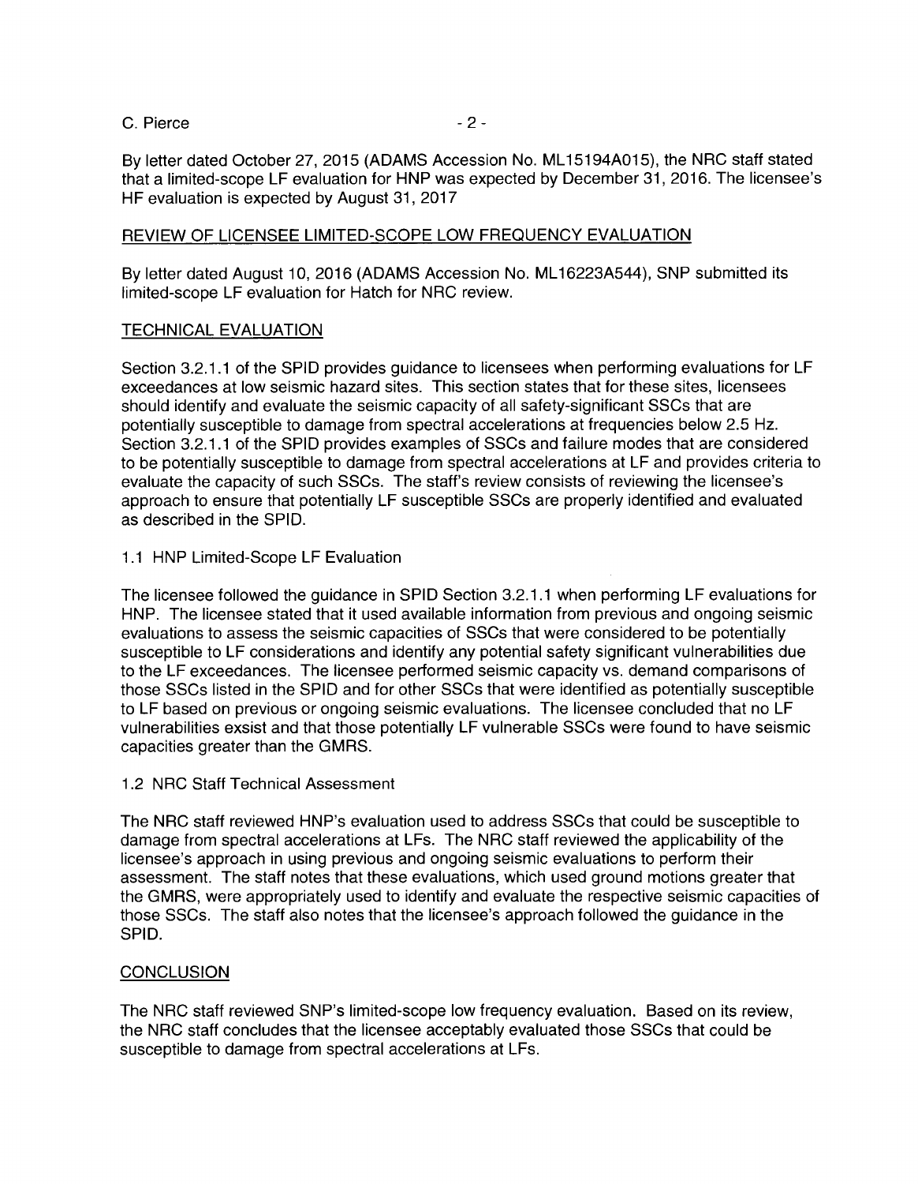By letter dated October 27, 2015 (ADAMS Accession No. ML15194A015), the NRC staff stated that a limited-scope LF evaluation for HNP was expected by December 31, 2016. The licensee's HF evaluation is expected by August 31, 2017

## REVIEW OF LICENSEE LIMITED-SCOPE LOW FREQUENCY EVALUATION

By letter dated August 10, 2016 (ADAMS Accession No. ML16223A544), SNP submitted its limited-scope LF evaluation for Hatch for NRC review.

## TECHNICAL EVALUATION

Section 3.2.1.1 of the SPID provides guidance to licensees when performing evaluations for LF exceedances at low seismic hazard sites. This section states that for these sites, licensees should identify and evaluate the seismic capacity of all safety-significant SSCs that are potentially susceptible to damage from spectral accelerations at frequencies below 2.5 Hz. Section 3.2.1.1 of the SPID provides examples of SSCs and failure modes that are considered to be potentially susceptible to damage from spectral accelerations at LF and provides criteria to evaluate the capacity of such SSCs. The staff's review consists of reviewing the licensee's approach to ensure that potentially LF susceptible SSCs are properly identified and evaluated as described in the SPID.

### 1.1 HNP Limited-Scope LF Evaluation

The licensee followed the guidance in SPID Section 3.2.1.1 when performing LF evaluations for HNP. The licensee stated that it used available information from previous and ongoing seismic evaluations to assess the seismic capacities of SSCs that were considered to be potentially susceptible to LF considerations and identify any potential safety significant vulnerabilities due to the LF exceedances. The licensee performed seismic capacity vs. demand comparisons of those SSCs listed in the SPID and for other SSCs that were identified as potentially susceptible to LF based on previous or ongoing seismic evaluations. The licensee concluded that no LF vulnerabilities exsist and that those potentially LF vulnerable SSCs were found to have seismic capacities greater than the GMRS.

### 1.2 NRC Staff Technical Assessment

The NRC staff reviewed HNP's evaluation used to address SSCs that could be susceptible to damage from spectral accelerations at LFs. The NRC staff reviewed the applicability of the licensee's approach in using previous and ongoing seismic evaluations to perform their assessment. The staff notes that these evaluations, which used ground motions greater that the GMRS, were appropriately used to identify and evaluate the respective seismic capacities of those SSCs. The staff also notes that the licensee's approach followed the guidance in the SPID.

## CONCLUSION

The NRC staff reviewed SNP's limited-scope low frequency evaluation. Based on its review, the NRC staff concludes that the licensee acceptably evaluated those SSCs that could be susceptible to damage from spectral accelerations at LFs.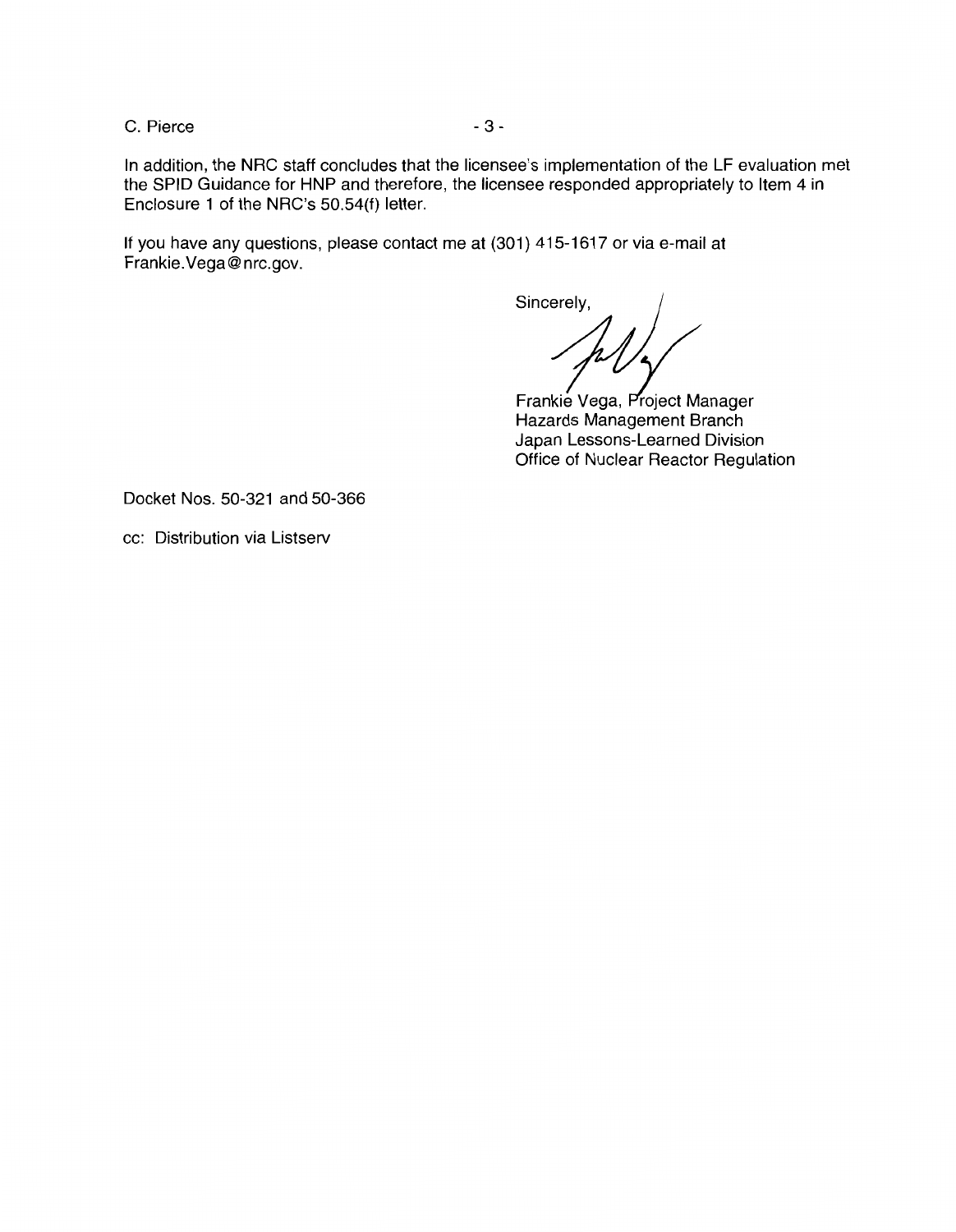C. Pierce

In addition, the NRC staff concludes that the licensee's implementation of the LF evaluation met the SPID Guidance for HNP and therefore, the licensee responded appropriately to Item 4 in Enclosure 1 of the NRC's 50.54(f) letter.

If you have any questions, please contact me at (301) 415-1617 or via e-mail at Frankie.Vega@nrc.gov.

Sincerely,

Frankie Vega, Project Manager
Hazards Management Branch
Japan Lessons-Learned Division
Office of Nuclear Reactor Regulation

Docket Nos. 50-321 and 50-366

cc: Distribution via Listserv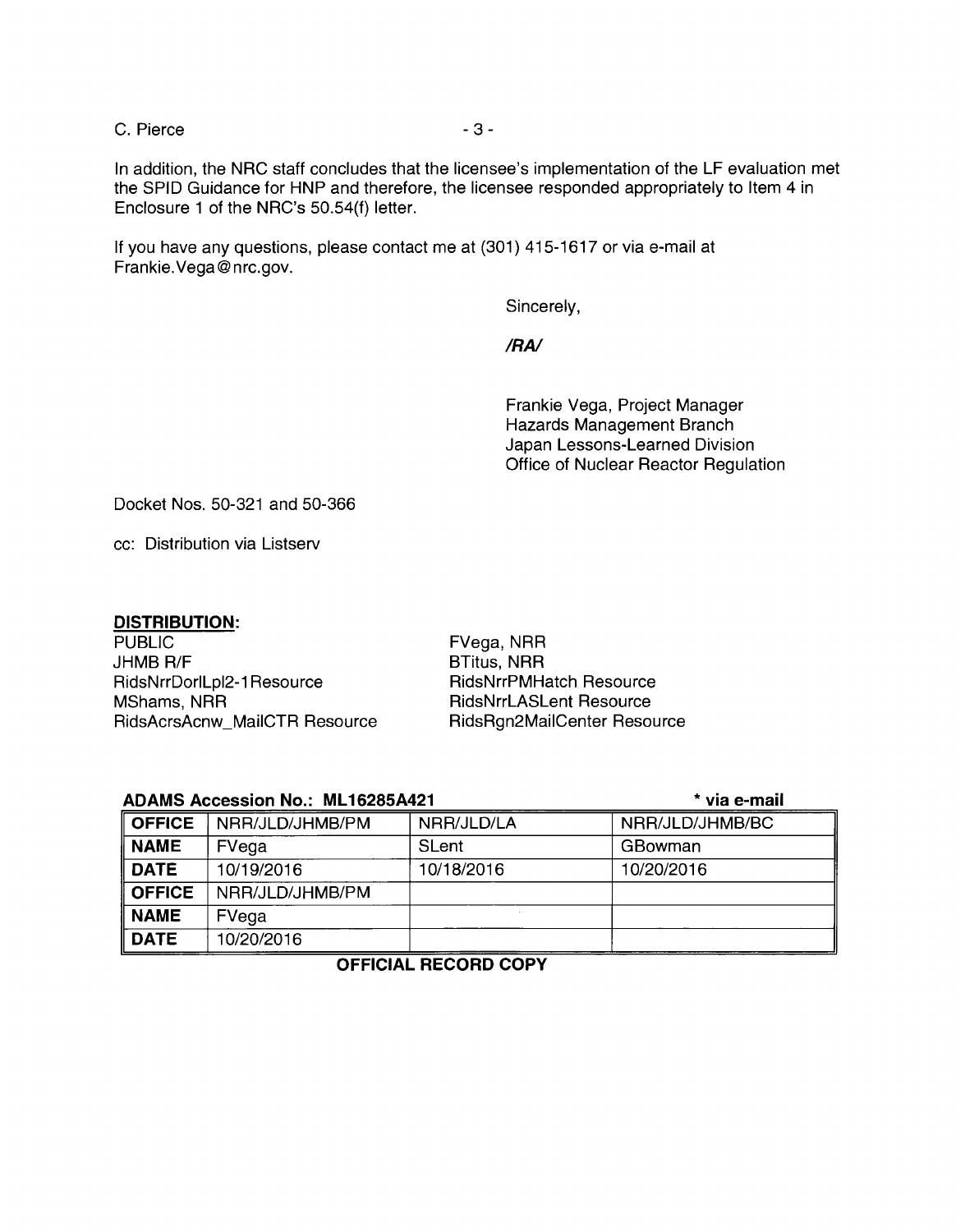In addition, the NRC staff concludes that the licensee's implementation of the LF evaluation met the SPID Guidance for HNP and therefore, the licensee responded appropriately to Item 4 in Enclosure 1 of the NRC's 50.54(f) letter.

If you have any questions, please contact me at (301) 415-1617 or via e-mail at Frankie.Vega@nrc.gov.

Sincerely,

*/RA/*

Frankie Vega, Project Manager
Hazards Management Branch
Japan Lessons-Learned Division
Office of Nuclear Reactor Regulation

Docket Nos. 50-321 and 50-366

cc: Distribution via Listserv

**DISTRIBUTION:**

PUBLIC
JHMB R/F
RidsNrrDorlLpl2-1Resource
MShams, NRR
RidsAcrsAcnw_MailCTR Resource
FVega, NRR
BTitus, NRR
RidsNrrPMHatch Resource
RidsNrrLASLent Resource
RidsRgn2MailCenter Resource

**ADAMS Accession No.: ML16285A421** **\* via e-mail**

| | | | |
|---|---|---|---|
| **OFFICE** | NRR/JLD/JHMB/PM | NRR/JLD/LA | NRR/JLD/JHMB/BC |
| **NAME** | FVega | SLent | GBowman |
| **DATE** | 10/19/2016 | 10/18/2016 | 10/20/2016 |
| **OFFICE** | NRR/JLD/JHMB/PM | | |
| **NAME** | FVega | | |
| **DATE** | 10/20/2016 | | |

**OFFICIAL RECORD COPY**